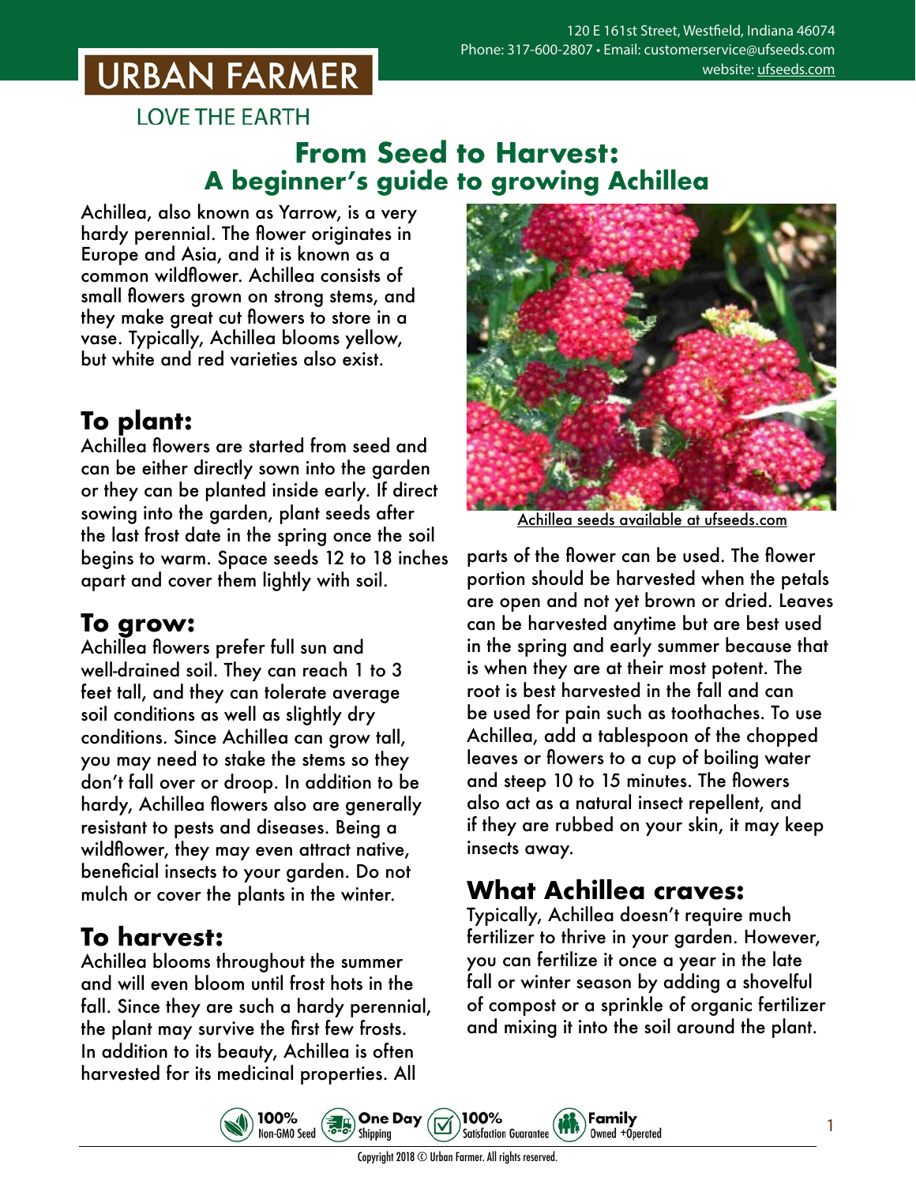URBAN FARMER

LOVE THE EARTH

120 E 161st Street, Westfield, Indiana 46074
Phone: 317-600-2807 • Email: customerservice@ufseeds.com
website: ufseeds.com

# From Seed to Harvest: A beginner's guide to growing Achillea

Achillea, also known as Yarrow, is a very hardy perennial. The flower originates in Europe and Asia, and it is known as a common wildflower. Achillea consists of small flowers grown on strong stems, and they make great cut flowers to store in a vase. Typically, Achillea blooms yellow, but white and red varieties also exist.

## To plant:

Achillea flowers are started from seed and can be either directly sown into the garden or they can be planted inside early. If direct sowing into the garden, plant seeds after the last frost date in the spring once the soil begins to warm. Space seeds 12 to 18 inches apart and cover them lightly with soil.

## To grow:

Achillea flowers prefer full sun and well-drained soil. They can reach 1 to 3 feet tall, and they can tolerate average soil conditions as well as slightly dry conditions. Since Achillea can grow tall, you may need to stake the stems so they don't fall over or droop. In addition to be hardy, Achillea flowers also are generally resistant to pests and diseases. Being a wildflower, they may even attract native, beneficial insects to your garden. Do not mulch or cover the plants in the winter.

## To harvest:

Achillea blooms throughout the summer and will even bloom until frost hots in the fall. Since they are such a hardy perennial, the plant may survive the first few frosts. In addition to its beauty, Achillea is often harvested for its medicinal properties. All parts of the flower can be used. The flower portion should be harvested when the petals are open and not yet brown or dried. Leaves can be harvested anytime but are best used in the spring and early summer because that is when they are at their most potent. The root is best harvested in the fall and can be used for pain such as toothaches. To use Achillea, add a tablespoon of the chopped leaves or flowers to a cup of boiling water and steep 10 to 15 minutes. The flowers also act as a natural insect repellent, and if they are rubbed on your skin, it may keep insects away.

Achillea seeds available at ufseeds.com

## What Achillea craves:

Typically, Achillea doesn't require much fertilizer to thrive in your garden. However, you can fertilize it once a year in the late fall or winter season by adding a shovelful of compost or a sprinkle of organic fertilizer and mixing it into the soil around the plant.

100% Non-GMO Seed | One Day Shipping | 100% Satisfaction Guarantee | Family Owned +Operated

Copyright 2018 © Urban Farmer. All rights reserved.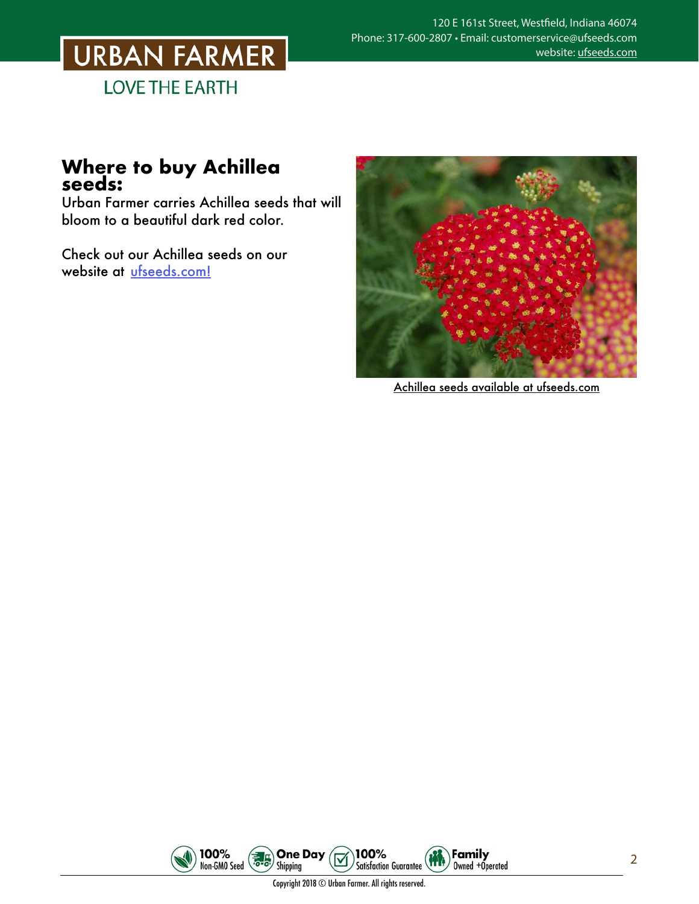## Where to buy Achillea seeds:

Urban Farmer carries Achillea seeds that will bloom to a beautiful dark red color.

Check out our Achillea seeds on our website at ufseeds.com!

Achillea seeds available at ufseeds.com